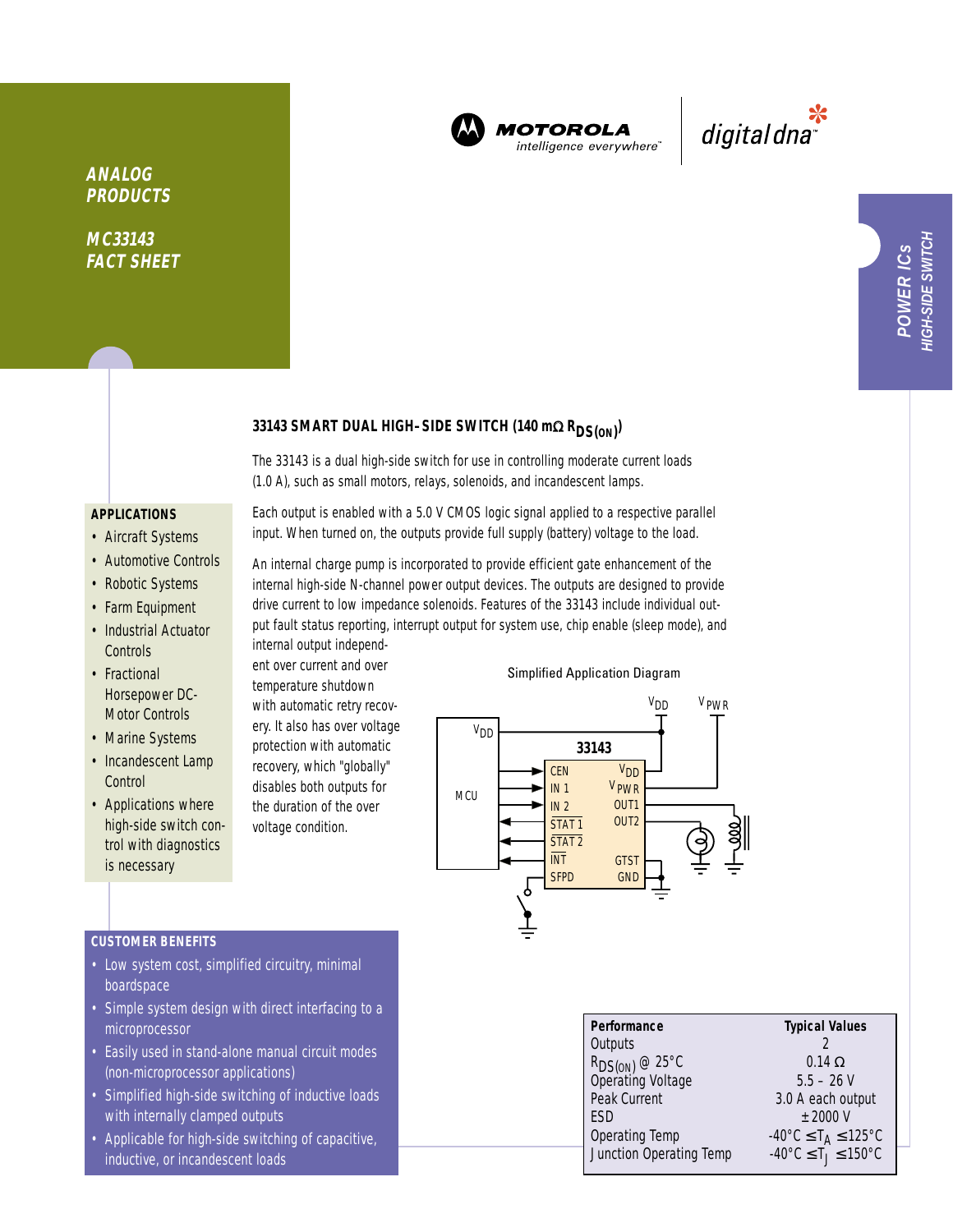**ANALOG PRODUCTS**

**MC33143 FACT SHEET**

MOTOROLA — intelligence everywhere™ | digital dna™

*POWER ICs — HIGH-SIDE SWITCH*

## 33143 SMART DUAL HIGH-SIDE SWITCH (140 mΩ $R_{DS(ON)}$)

The 33143 is a dual high-side switch for use in controlling moderate current loads (1.0 A), such as small motors, relays, solenoids, and incandescent lamps.

Each output is enabled with a 5.0 V CMOS logic signal applied to a respective parallel input. When turned on, the outputs provide full supply (battery) voltage to the load.

An internal charge pump is incorporated to provide efficient gate enhancement of the internal high-side N-channel power output devices. The outputs are designed to provide drive current to low impedance solenoids. Features of the 33143 include individual output fault status reporting, interrupt output for system use, chip enable (sleep mode), and internal output independent over current and over temperature shutdown with automatic retry recovery. It also has over voltage protection with automatic recovery, which "globally" disables both outputs for the duration of the over voltage condition.

### APPLICATIONS

- Aircraft Systems
- Automotive Controls
- Robotic Systems
- Farm Equipment
- Industrial Actuator Controls
- Fractional Horsepower DC-Motor Controls
- Marine Systems
- Incandescent Lamp Control
- Applications where high-side switch control with diagnostics is necessary

Simplified Application Diagram

### CUSTOMER BENEFITS

- Low system cost, simplified circuitry, minimal boardspace
- Simple system design with direct interfacing to a microprocessor
- Easily used in stand-alone manual circuit modes (non-microprocessor applications)
- Simplified high-side switching of inductive loads with internally clamped outputs
- Applicable for high-side switching of capacitive, inductive, or incandescent loads

| Performance | Typical Values |
|---|---|
| Outputs | 2 |
| $R_{DS(ON)}$ @ 25°C | 0.14 Ω |
| Operating Voltage | 5.5 – 26 V |
| Peak Current | 3.0 A each output |
| ESD | ±2000 V |
| Operating Temp | -40°C ≤ $T_A$ ≤ 125°C |
| Junction Operating Temp | -40°C ≤ $T_J$ ≤ 150°C |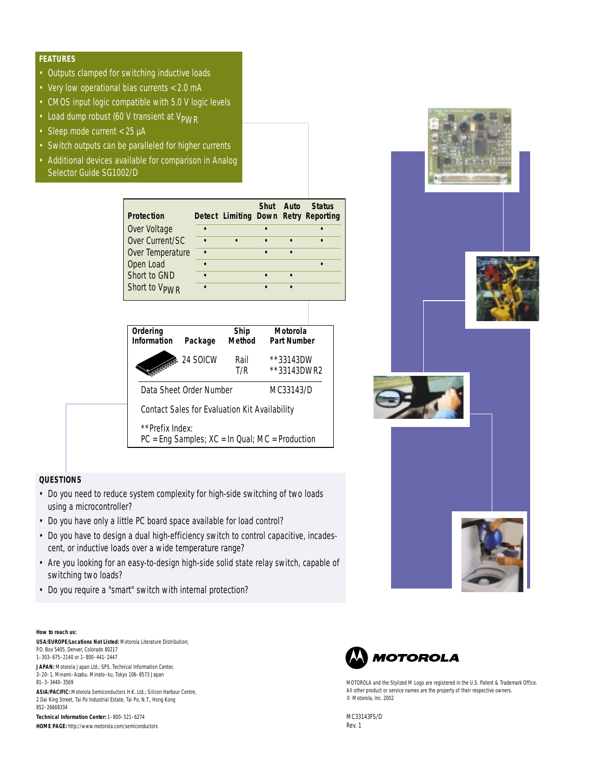## FEATURES

- Outputs clamped for switching inductive loads
- Very low operational bias currents < 2.0 mA
- CMOS input logic compatible with 5.0 V logic levels
- Load dump robust (60 V transient at $V_{PWR}$
- Sleep mode current < 25 µA
- Switch outputs can be paralleled for higher currents
- Additional devices available for comparison in Analog Selector Guide SG1002/D

| Protection | Detect | Limiting | Shut Down | Auto Retry | Status Reporting |
|---|---|---|---|---|---|
| Over Voltage | • | | • | | • |
| Over Current/SC | • | • | • | • | • |
| Over Temperature | • | | • | • | |
| Open Load | • | | | | • |
| Short to GND | • | | • | • | |
| Short to $V_{PWR}$ | • | | • | • | |

| Ordering Information | Package | Ship Method | Motorola Part Number |
|---|---|---|---|
| | 24 SOICW | Rail | **33143DW |
| | | T/R | **33143DWR2 |
| Data Sheet Order Number | | | MC33143/D |
| Contact Sales for Evaluation Kit Availability | | | |
| **Prefix Index: PC = Eng Samples; XC = In Qual; MC = Production | | | |

## QUESTIONS

- Do you need to reduce system complexity for high-side switching of two loads using a microcontroller?
- Do you have only a little PC board space available for load control?
- Do you have to design a dual high-efficiency switch to control capacitive, incadescent, or inductive loads over a wide temperature range?
- Are you looking for an easy-to-design high-side solid state relay switch, capable of switching two loads?
- Do you require a "smart" switch with internal protection?

**How to reach us:**

**USA/EUROPE/Locations Not Listed:** Motorola Literature Distribution; P.O. Box 5405, Denver, Colorado 80217
1–303–675–2140 or 1–800–441–2447

**JAPAN:** Motorola Japan Ltd.; SPS, Technical Information Center, 3–20–1, Minami–Azabu. Minato–ku, Tokyo 106–8573 Japan
81–3–3440–3569

**ASIA/PACIFIC:** Motorola Semiconductors H.K. Ltd.; Silicon Harbour Centre, 2 Dai King Street, Tai Po Industrial Estate, Tai Po, N.T., Hong Kong
852–26668334

**Technical Information Center:** 1–800–521–6274

**HOME PAGE:** http://www.motorola.com/semiconductors

MOTOROLA

MOTOROLA and the Stylized M Logo are registered in the U.S. Patent & Trademark Office. All other product or service names are the property of their respective owners.
© Motorola, Inc. 2002

MC33143FS/D
Rev. 1